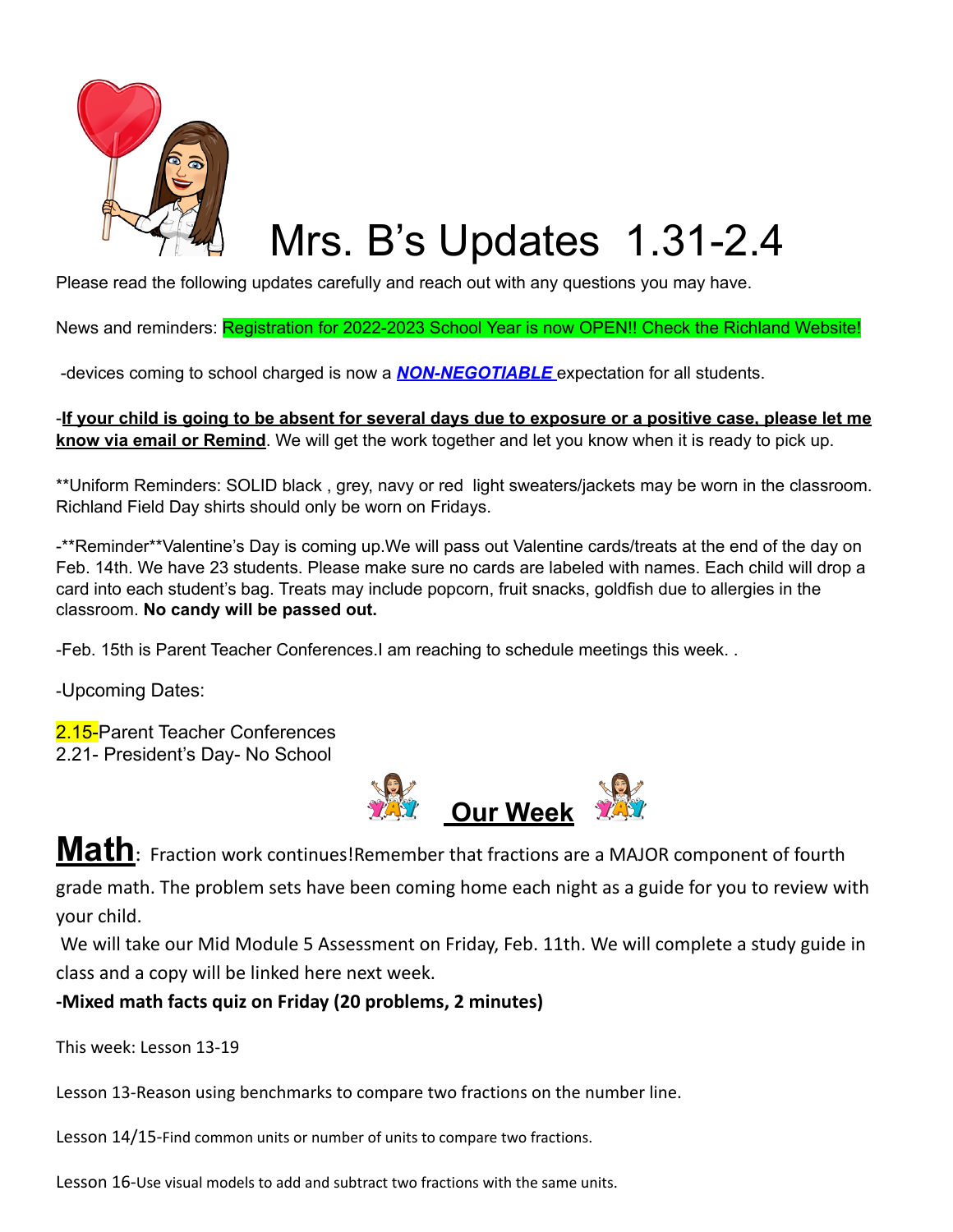# Mrs. B's Updates 1.31-2.4

Please read the following updates carefully and reach out with any questions you may have.

News and reminders: Registration for 2022-2023 School Year is now OPEN!! Check the Richland Website!

-devices coming to school charged is now a ***NON-NEGOTIABLE*** expectation for all students.

-**If your child is going to be absent for several days due to exposure or a positive case, please let me know via email or Remind**. We will get the work together and let you know when it is ready to pick up.

**Uniform Reminders: SOLID black , grey, navy or red light sweaters/jackets may be worn in the classroom. Richland Field Day shirts should only be worn on Fridays.

-**Reminder**Valentine's Day is coming up.We will pass out Valentine cards/treats at the end of the day on Feb. 14th. We have 23 students. Please make sure no cards are labeled with names. Each child will drop a card into each student's bag. Treats may include popcorn, fruit snacks, goldfish due to allergies in the classroom. **No candy will be passed out.**

-Feb. 15th is Parent Teacher Conferences.I am reaching to schedule meetings this week. .

-Upcoming Dates:

2.15-Parent Teacher Conferences
2.21- President's Day- No School

## Our Week

**Math**: Fraction work continues!Remember that fractions are a MAJOR component of fourth grade math. The problem sets have been coming home each night as a guide for you to review with your child.

We will take our Mid Module 5 Assessment on Friday, Feb. 11th. We will complete a study guide in class and a copy will be linked here next week.

**-Mixed math facts quiz on Friday (20 problems, 2 minutes)**

This week: Lesson 13-19

Lesson 13-Reason using benchmarks to compare two fractions on the number line.

Lesson 14/15-Find common units or number of units to compare two fractions.

Lesson 16-Use visual models to add and subtract two fractions with the same units.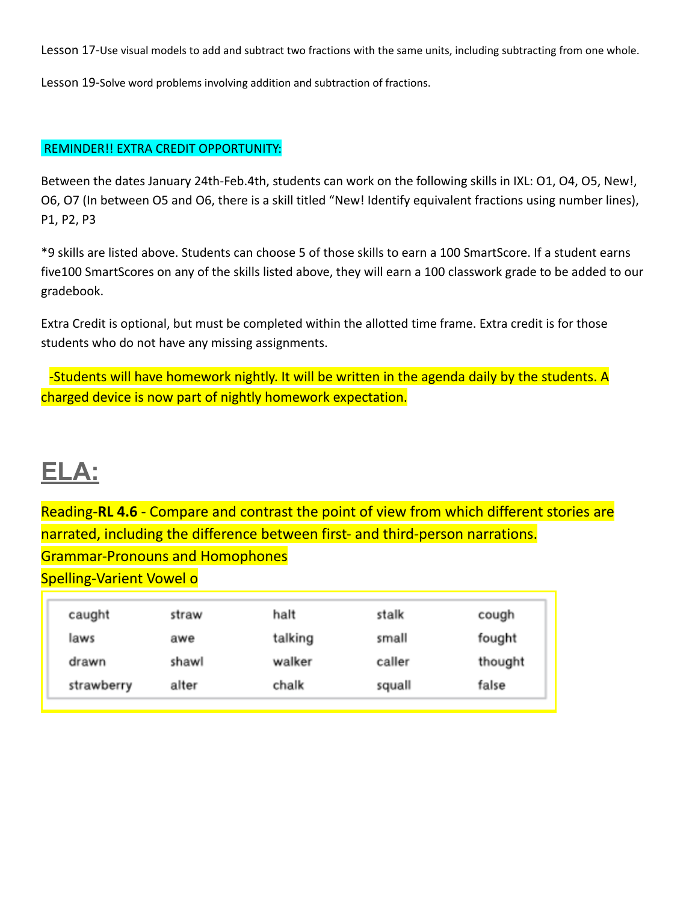Lesson 17-Use visual models to add and subtract two fractions with the same units, including subtracting from one whole.

Lesson 19-Solve word problems involving addition and subtraction of fractions.

REMINDER!! EXTRA CREDIT OPPORTUNITY:

Between the dates January 24th-Feb.4th, students can work on the following skills in IXL: O1, O4, O5, New!, O6, O7 (In between O5 and O6, there is a skill titled "New! Identify equivalent fractions using number lines), P1, P2, P3

*9 skills are listed above. Students can choose 5 of those skills to earn a 100 SmartScore. If a student earns five100 SmartScores on any of the skills listed above, they will earn a 100 classwork grade to be added to our gradebook.

Extra Credit is optional, but must be completed within the allotted time frame. Extra credit is for those students who do not have any missing assignments.

-Students will have homework nightly. It will be written in the agenda daily by the students. A charged device is now part of nightly homework expectation.

# ELA:

Reading-**RL 4.6** - Compare and contrast the point of view from which different stories are narrated, including the difference between first- and third-person narrations.
Grammar-Pronouns and Homophones
Spelling-Varient Vowel o

| | | | | |
|---|---|---|---|---|
| caught | straw | halt | stalk | cough |
| laws | awe | talking | small | fought |
| drawn | shawl | walker | caller | thought |
| strawberry | alter | chalk | squall | false |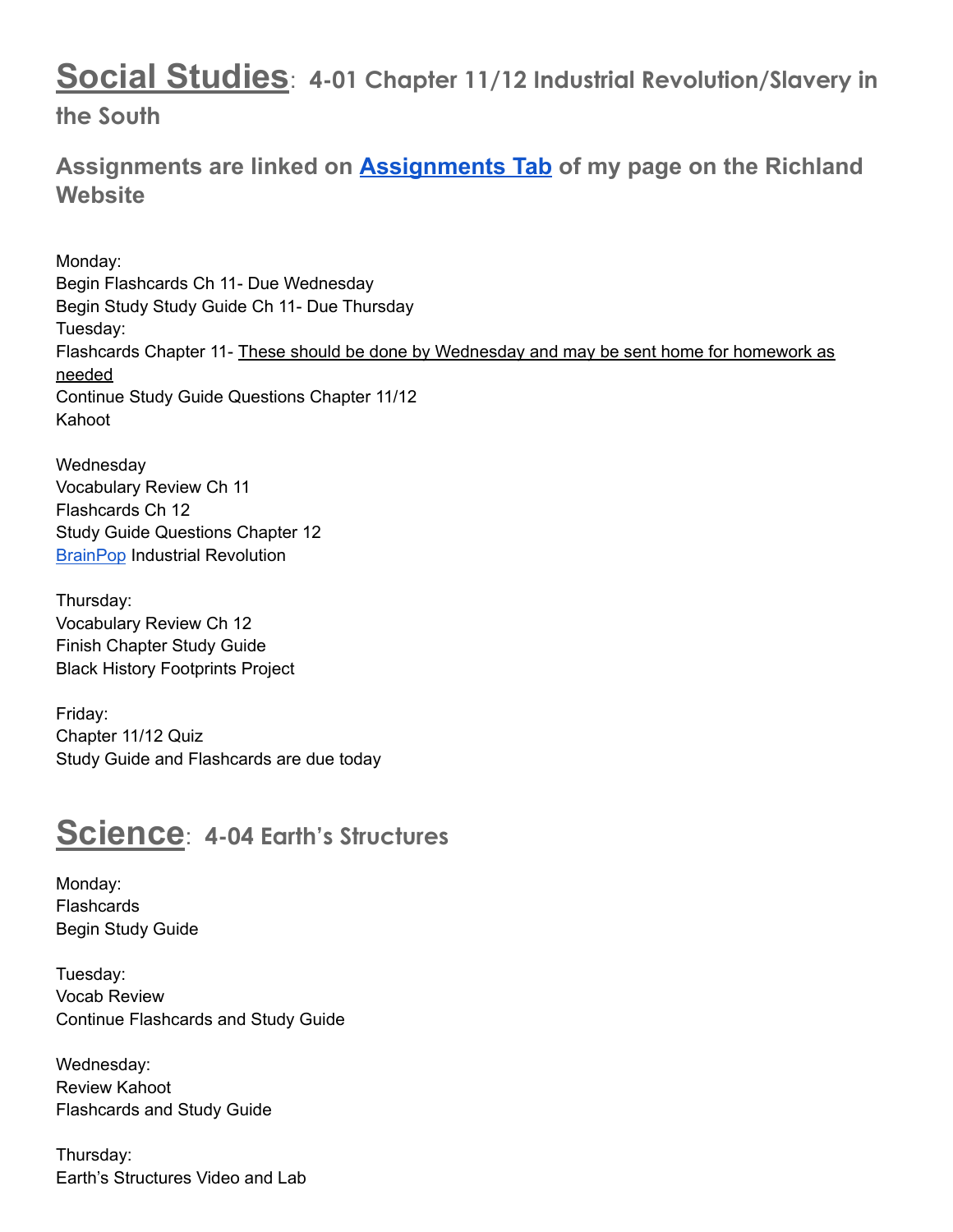# **Social Studies**: 4-01 Chapter 11/12 Industrial Revolution/Slavery in the South

### Assignments are linked on [Assignments Tab]() of my page on the Richland Website

Monday:
Begin Flashcards Ch 11- Due Wednesday
Begin Study Study Guide Ch 11- Due Thursday
Tuesday:
Flashcards Chapter 11- These should be done by Wednesday and may be sent home for homework as needed
Continue Study Guide Questions Chapter 11/12
Kahoot

Wednesday
Vocabulary Review Ch 11
Flashcards Ch 12
Study Guide Questions Chapter 12
[BrainPop]() Industrial Revolution

Thursday:
Vocabulary Review Ch 12
Finish Chapter Study Guide
Black History Footprints Project

Friday:
Chapter 11/12 Quiz
Study Guide and Flashcards are due today

# **Science**: 4-04 Earth's Structures

Monday:
Flashcards
Begin Study Guide

Tuesday:
Vocab Review
Continue Flashcards and Study Guide

Wednesday:
Review Kahoot
Flashcards and Study Guide

Thursday:
Earth's Structures Video and Lab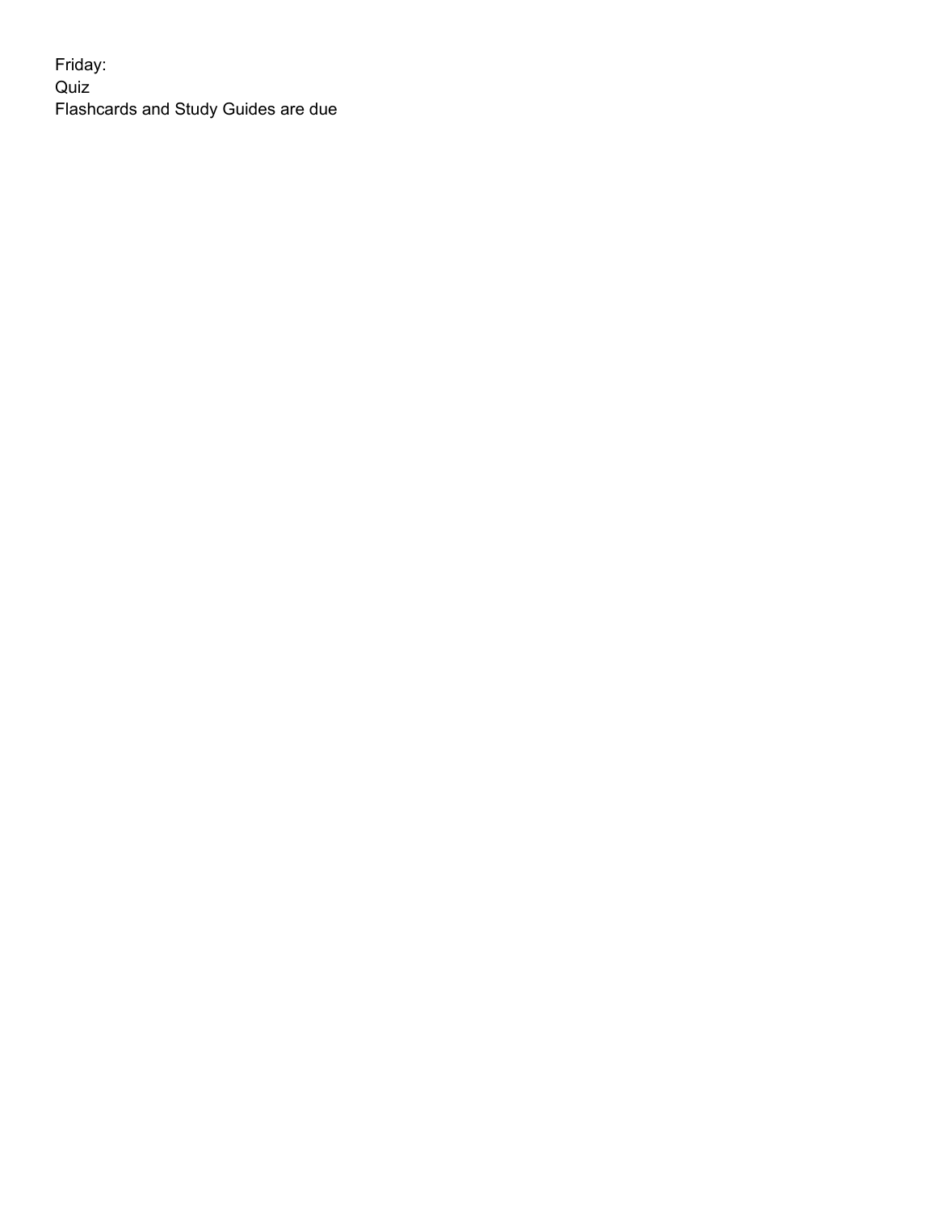Friday:
Quiz
Flashcards and Study Guides are due